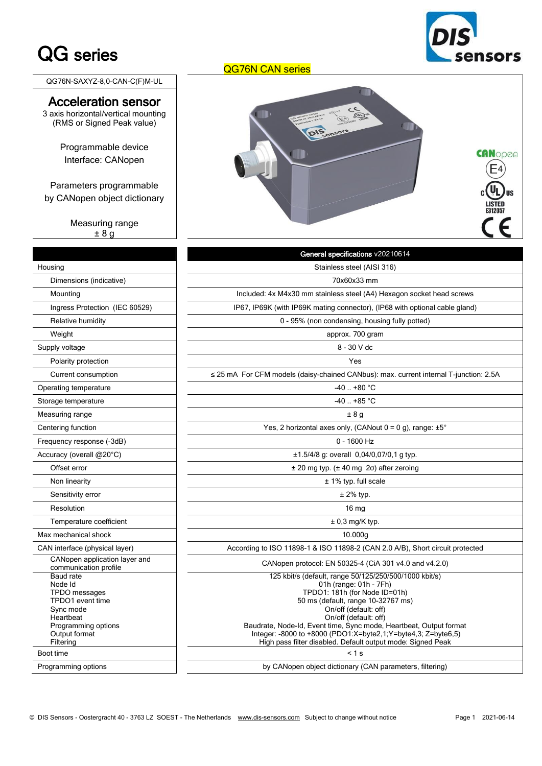# QG series

QG76N CAN series

QG76N-SAXYZ-8,0-CAN-C(F)M-UL

## Acceleration sensor

3 axis horizontal/vertical mounting
(RMS or Signed Peak value)

Programmable device
Interface: CANopen

Parameters programmable
by CANopen object dictionary

Measuring range
± 8 g

| | General specifications v20210614 |
|---|---|
| Housing | Stainless steel (AISI 316) |
| Dimensions (indicative) | 70x60x33 mm |
| Mounting | Included: 4x M4x30 mm stainless steel (A4) Hexagon socket head screws |
| Ingress Protection (IEC 60529) | IP67, IP69K (with IP69K mating connector), (IP68 with optional cable gland) |
| Relative humidity | 0 - 95% (non condensing, housing fully potted) |
| Weight | approx. 700 gram |
| Supply voltage | 8 - 30 V dc |
| Polarity protection | Yes |
| Current consumption | ≤ 25 mA For CFM models (daisy-chained CANbus): max. current internal T-junction: 2.5A |
| Operating temperature | -40 .. +80 °C |
| Storage temperature | -40 .. +85 °C |
| Measuring range | ± 8 g |
| Centering function | Yes, 2 horizontal axes only, (CANout 0 = 0 g), range: ±5° |
| Frequency response (-3dB) | 0 - 1600 Hz |
| Accuracy (overall @20°C) | ±1.5/4/8 g: overall 0,04/0,07/0,1 g typ. |
| Offset error | ± 20 mg typ. (± 40 mg 2σ) after zeroing |
| Non linearity | ± 1% typ. full scale |
| Sensitivity error | ± 2% typ. |
| Resolution | 16 mg |
| Temperature coefficient | ± 0,3 mg/K typ. |
| Max mechanical shock | 10.000g |
| CAN interface (physical layer) | According to ISO 11898-1 & ISO 11898-2 (CAN 2.0 A/B), Short circuit protected |
| CANopen application layer and communication profile | CANopen protocol: EN 50325-4 (CiA 301 v4.0 and v4.2.0) |
| Baud rate | 125 kbit/s (default, range 50/125/250/500/1000 kbit/s) |
| Node Id | 01h (range: 01h - 7Fh) |
| TPDO messages | TPDO1: 181h (for Node ID=01h) |
| TPDO1 event time | 50 ms (default, range 10-32767 ms) |
| Sync mode | On/off (default: off) |
| Heartbeat | On/off (default: off) |
| Programming options | Baudrate, Node-Id, Event time, Sync mode, Heartbeat, Output format |
| Output format | Integer: -8000 to +8000 (PDO1:X=byte2,1;Y=byte4,3; Z=byte6,5) |
| Filtering | High pass filter disabled. Default output mode: Signed Peak |
| Boot time | < 1 s |
| Programming options | by CANopen object dictionary (CAN parameters, filtering) |

© DIS Sensors - Oostergracht 40 - 3763 LZ SOEST - The Netherlands www.dis-sensors.com Subject to change without notice 2021-06-14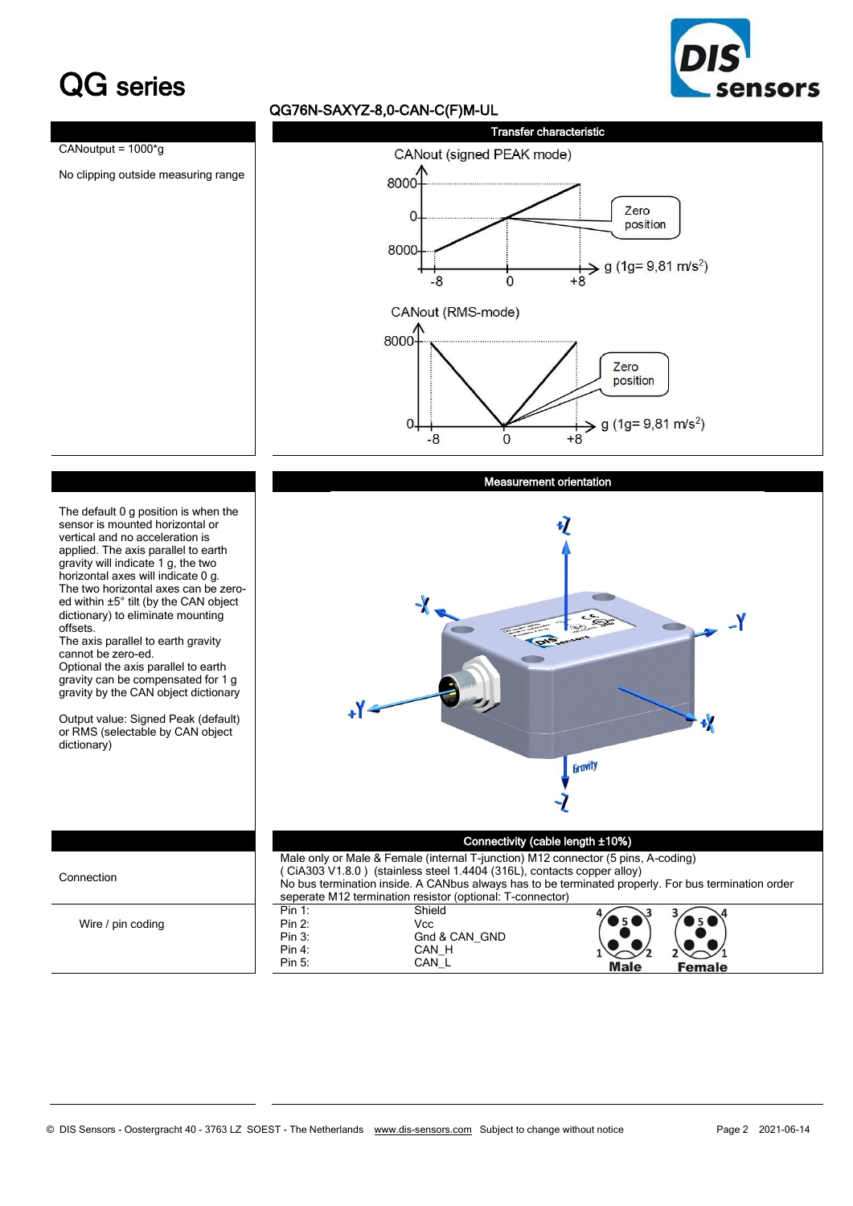# QG series

## QG76N-SAXYZ-8,0-CAN-C(F)M-UL

### Transfer characteristic

CANoutput = 1000*g

No clipping outside measuring range

CANout (signed PEAK mode)

8000

0

8000

-8

0

+8

g (1g= 9,81 m/s$^2$)

Zero position

CANout (RMS-mode)

8000

0

-8

0

+8

g (1g= 9,81 m/s$^2$)

Zero position

### Measurement orientation

The default 0 g position is when the sensor is mounted horizontal or vertical and no acceleration is applied. The axis parallel to earth gravity will indicate 1 g, the two horizontal axes will indicate 0 g.
The two horizontal axes can be zero-ed within ±5° tilt (by the CAN object dictionary) to eliminate mounting offsets.
The axis parallel to earth gravity cannot be zero-ed.
Optional the axis parallel to earth gravity can be compensated for 1 g gravity by the CAN object dictionary

Output value: Signed Peak (default) or RMS (selectable by CAN object dictionary)

+Z

-X

-Y

+Y

+X

Gravity

-Z

### Connectivity (cable length ±10%)

| | |
|---|---|
| Connection | Male only or Male & Female (internal T-junction) M12 connector (5 pins, A-coding) ( CiA303 V1.8.0 ) (stainless steel 1.4404 (316L), contacts copper alloy) No bus termination inside. A CANbus always has to be terminated properly. For bus termination order seperate M12 termination resistor (optional: T-connector) |
| Wire / pin coding | Pin 1: Shield<br>Pin 2: Vcc<br>Pin 3: Gnd & CAN_GND<br>Pin 4: CAN_H<br>Pin 5: CAN_L |

Male

Female

© DIS Sensors - Oostergracht 40 - 3763 LZ SOEST - The Netherlands www.dis-sensors.com Subject to change without notice 2021-06-14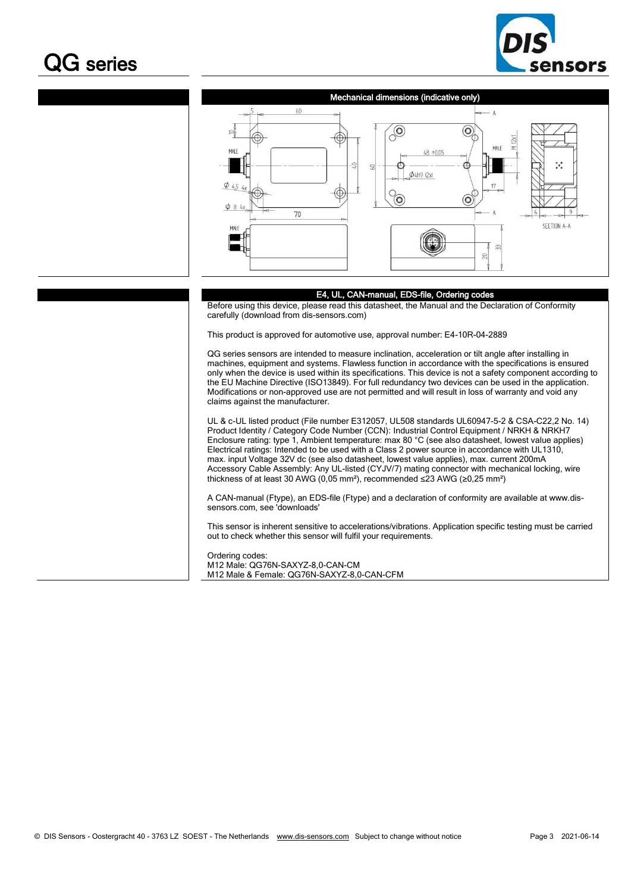## Mechanical dimensions (indicative only)

5
60
10
MALE
Ø 4,5 4x
Ø 8 4x
70
40
60
48 ±0,05
Ø4H9 (2x)
MALE
M 12x1
17
A
A
6
9
SECTION A-A
MALE
20
33

## E4, UL, CAN-manual, EDS-file, Ordering codes

Before using this device, please read this datasheet, the Manual and the Declaration of Conformity carefully (download from dis-sensors.com)

This product is approved for automotive use, approval number: E4-10R-04-2889

QG series sensors are intended to measure inclination, acceleration or tilt angle after installing in machines, equipment and systems. Flawless function in accordance with the specifications is ensured only when the device is used within its specifications. This device is not a safety component according to the EU Machine Directive (ISO13849). For full redundancy two devices can be used in the application. Modifications or non-approved use are not permitted and will result in loss of warranty and void any claims against the manufacturer.

UL & c-UL listed product (File number E312057, UL508 standards UL60947-5-2 & CSA-C22,2 No. 14)
Product Identity / Category Code Number (CCN): Industrial Control Equipment / NRKH & NRKH7
Enclosure rating: type 1, Ambient temperature: max 80 °C (see also datasheet, lowest value applies)
Electrical ratings: Intended to be used with a Class 2 power source in accordance with UL1310, max. input Voltage 32V dc (see also datasheet, lowest value applies), max. current 200mA
Accessory Cable Assembly: Any UL-listed (CYJV/7) mating connector with mechanical locking, wire thickness of at least 30 AWG (0,05 mm²), recommended ≤23 AWG (≥0,25 mm²)

A CAN-manual (Ftype), an EDS-file (Ftype) and a declaration of conformity are available at www.dis-sensors.com, see 'downloads'

This sensor is inherent sensitive to accelerations/vibrations. Application specific testing must be carried out to check whether this sensor will fulfil your requirements.

Ordering codes:
M12 Male: QG76N-SAXYZ-8,0-CAN-CM
M12 Male & Female: QG76N-SAXYZ-8,0-CAN-CFM